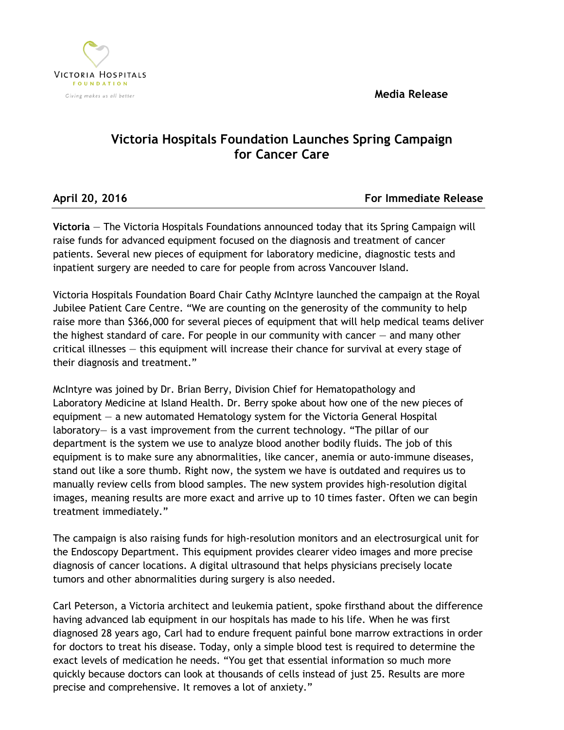Victoria Hospitals Foundation

*Giving makes us all better*

**Media Release**

# Victoria Hospitals Foundation Launches Spring Campaign for Cancer Care

**April 20, 2016** **For Immediate Release**

---

**Victoria** — The Victoria Hospitals Foundations announced today that its Spring Campaign will raise funds for advanced equipment focused on the diagnosis and treatment of cancer patients. Several new pieces of equipment for laboratory medicine, diagnostic tests and inpatient surgery are needed to care for people from across Vancouver Island.

Victoria Hospitals Foundation Board Chair Cathy McIntyre launched the campaign at the Royal Jubilee Patient Care Centre. "We are counting on the generosity of the community to help raise more than $366,000 for several pieces of equipment that will help medical teams deliver the highest standard of care. For people in our community with cancer — and many other critical illnesses — this equipment will increase their chance for survival at every stage of their diagnosis and treatment."

McIntyre was joined by Dr. Brian Berry, Division Chief for Hematopathology and Laboratory Medicine at Island Health. Dr. Berry spoke about how one of the new pieces of equipment — a new automated Hematology system for the Victoria General Hospital laboratory— is a vast improvement from the current technology. "The pillar of our department is the system we use to analyze blood another bodily fluids. The job of this equipment is to make sure any abnormalities, like cancer, anemia or auto-immune diseases, stand out like a sore thumb. Right now, the system we have is outdated and requires us to manually review cells from blood samples. The new system provides high-resolution digital images, meaning results are more exact and arrive up to 10 times faster. Often we can begin treatment immediately."

The campaign is also raising funds for high-resolution monitors and an electrosurgical unit for the Endoscopy Department. This equipment provides clearer video images and more precise diagnosis of cancer locations. A digital ultrasound that helps physicians precisely locate tumors and other abnormalities during surgery is also needed.

Carl Peterson, a Victoria architect and leukemia patient, spoke firsthand about the difference having advanced lab equipment in our hospitals has made to his life. When he was first diagnosed 28 years ago, Carl had to endure frequent painful bone marrow extractions in order for doctors to treat his disease. Today, only a simple blood test is required to determine the exact levels of medication he needs. "You get that essential information so much more quickly because doctors can look at thousands of cells instead of just 25. Results are more precise and comprehensive. It removes a lot of anxiety."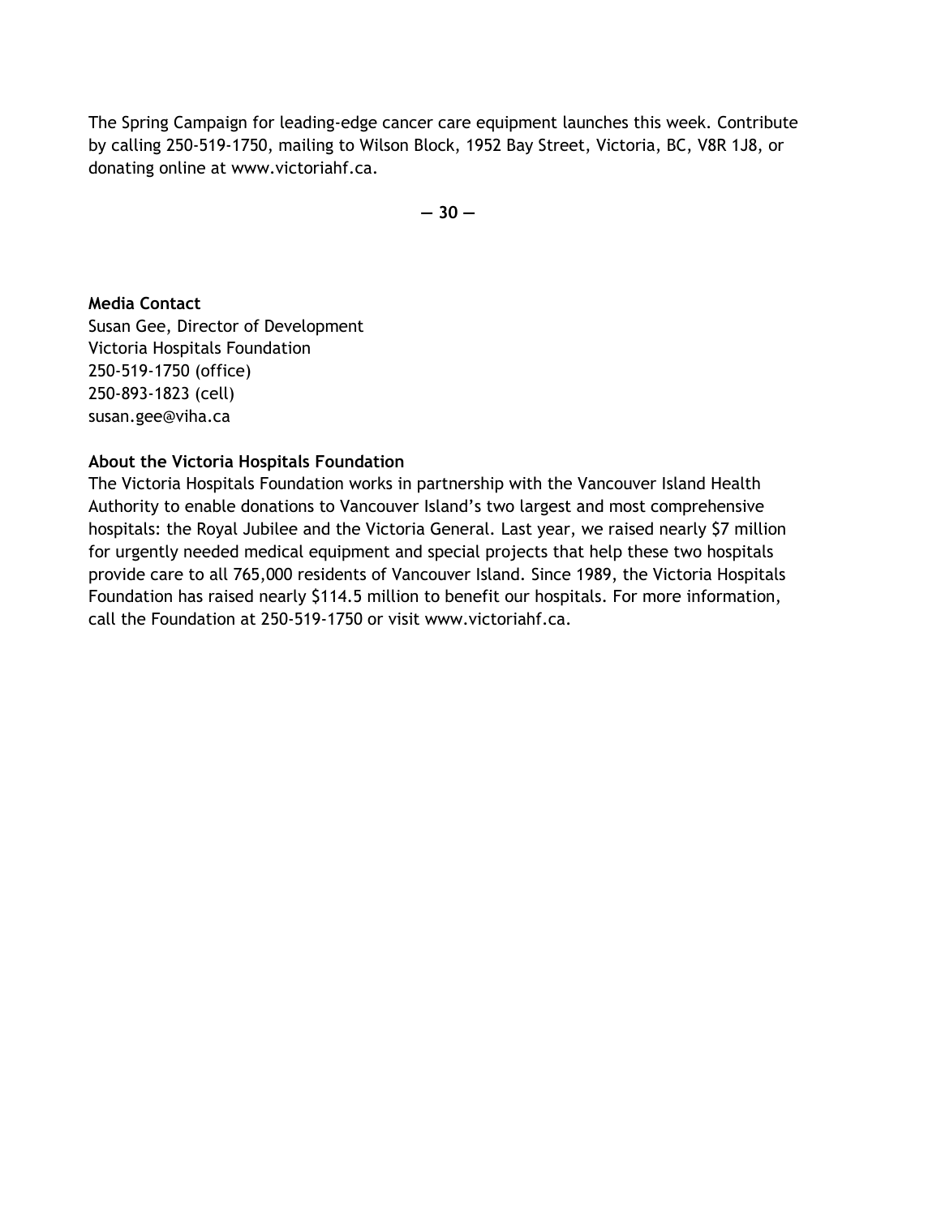The Spring Campaign for leading-edge cancer care equipment launches this week. Contribute by calling 250-519-1750, mailing to Wilson Block, 1952 Bay Street, Victoria, BC, V8R 1J8, or donating online at www.victoriahf.ca.

**— 30 —**

**Media Contact**
Susan Gee, Director of Development
Victoria Hospitals Foundation
250-519-1750 (office)
250-893-1823 (cell)
susan.gee@viha.ca

**About the Victoria Hospitals Foundation**
The Victoria Hospitals Foundation works in partnership with the Vancouver Island Health Authority to enable donations to Vancouver Island's two largest and most comprehensive hospitals: the Royal Jubilee and the Victoria General. Last year, we raised nearly $7 million for urgently needed medical equipment and special projects that help these two hospitals provide care to all 765,000 residents of Vancouver Island. Since 1989, the Victoria Hospitals Foundation has raised nearly $114.5 million to benefit our hospitals. For more information, call the Foundation at 250-519-1750 or visit www.victoriahf.ca.